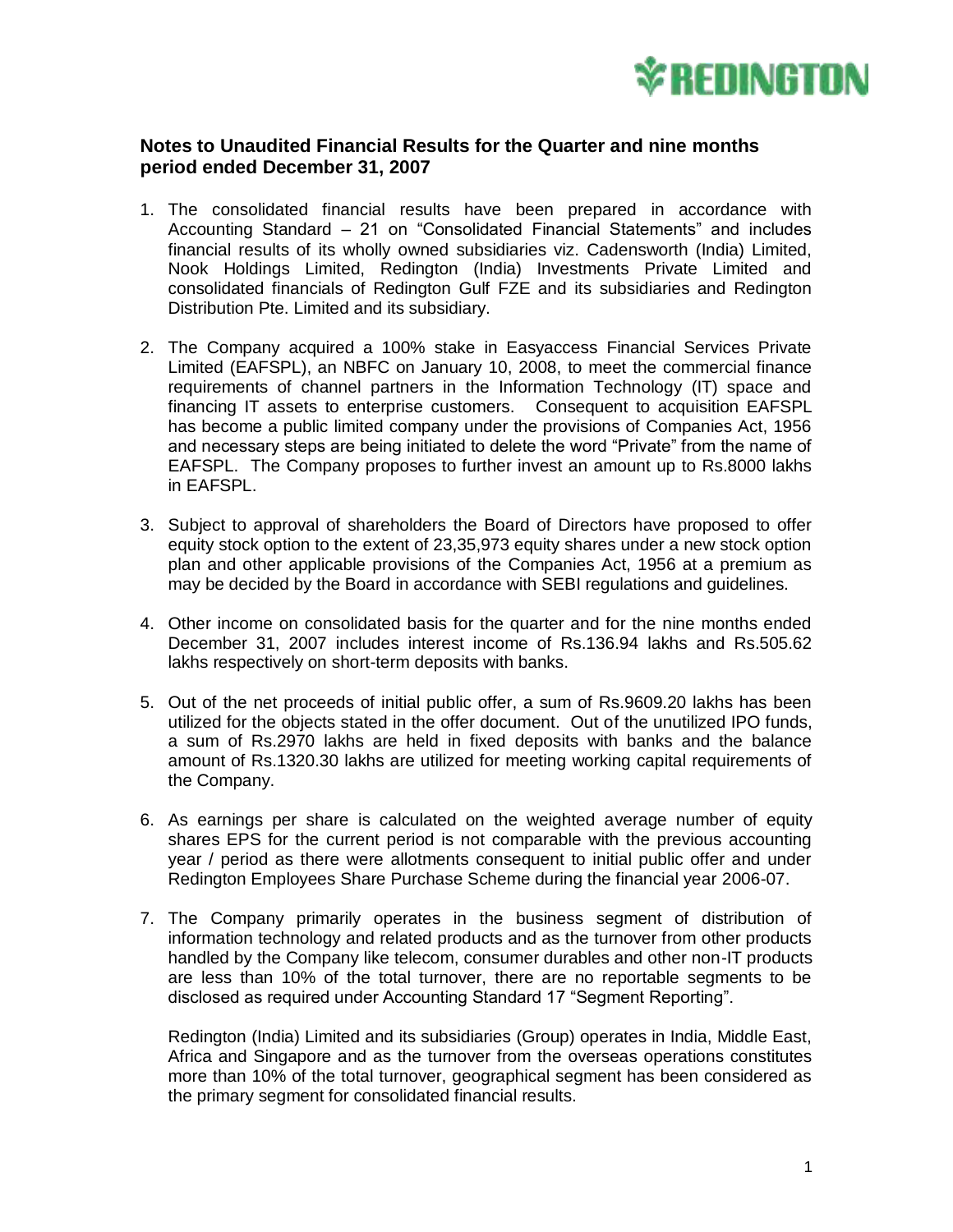## Notes to Unaudited Financial Results for the Quarter and nine months period ended December 31, 2007

1. The consolidated financial results have been prepared in accordance with Accounting Standard – 21 on "Consolidated Financial Statements" and includes financial results of its wholly owned subsidiaries viz. Cadensworth (India) Limited, Nook Holdings Limited, Redington (India) Investments Private Limited and consolidated financials of Redington Gulf FZE and its subsidiaries and Redington Distribution Pte. Limited and its subsidiary.

2. The Company acquired a 100% stake in Easyaccess Financial Services Private Limited (EAFSPL), an NBFC on January 10, 2008, to meet the commercial finance requirements of channel partners in the Information Technology (IT) space and financing IT assets to enterprise customers. Consequent to acquisition EAFSPL has become a public limited company under the provisions of Companies Act, 1956 and necessary steps are being initiated to delete the word "Private" from the name of EAFSPL. The Company proposes to further invest an amount up to Rs.8000 lakhs in EAFSPL.

3. Subject to approval of shareholders the Board of Directors have proposed to offer equity stock option to the extent of 23,35,973 equity shares under a new stock option plan and other applicable provisions of the Companies Act, 1956 at a premium as may be decided by the Board in accordance with SEBI regulations and guidelines.

4. Other income on consolidated basis for the quarter and for the nine months ended December 31, 2007 includes interest income of Rs.136.94 lakhs and Rs.505.62 lakhs respectively on short-term deposits with banks.

5. Out of the net proceeds of initial public offer, a sum of Rs.9609.20 lakhs has been utilized for the objects stated in the offer document. Out of the unutilized IPO funds, a sum of Rs.2970 lakhs are held in fixed deposits with banks and the balance amount of Rs.1320.30 lakhs are utilized for meeting working capital requirements of the Company.

6. As earnings per share is calculated on the weighted average number of equity shares EPS for the current period is not comparable with the previous accounting year / period as there were allotments consequent to initial public offer and under Redington Employees Share Purchase Scheme during the financial year 2006-07.

7. The Company primarily operates in the business segment of distribution of information technology and related products and as the turnover from other products handled by the Company like telecom, consumer durables and other non-IT products are less than 10% of the total turnover, there are no reportable segments to be disclosed as required under Accounting Standard 17 "Segment Reporting".

   Redington (India) Limited and its subsidiaries (Group) operates in India, Middle East, Africa and Singapore and as the turnover from the overseas operations constitutes more than 10% of the total turnover, geographical segment has been considered as the primary segment for consolidated financial results.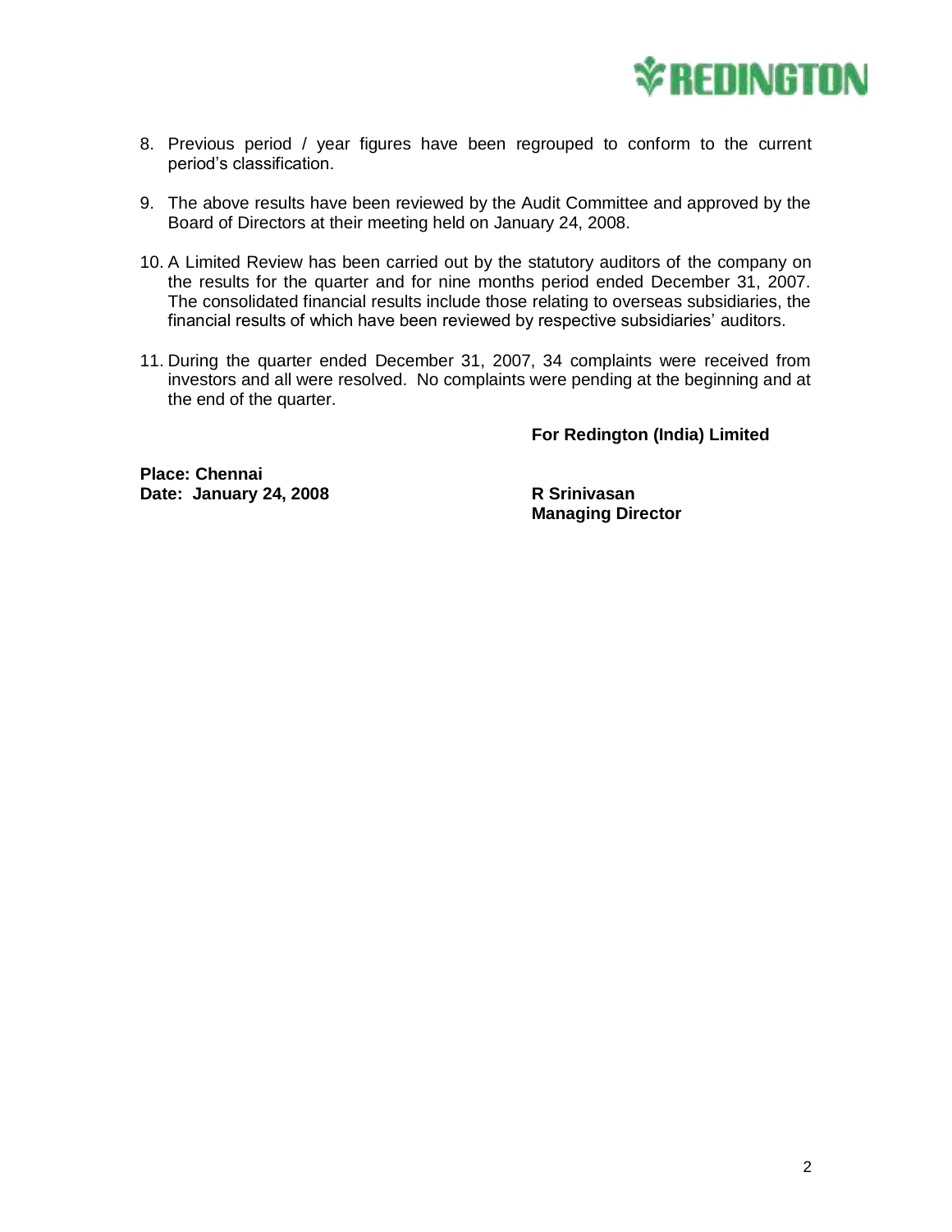8. Previous period / year figures have been regrouped to conform to the current period's classification.

9. The above results have been reviewed by the Audit Committee and approved by the Board of Directors at their meeting held on January 24, 2008.

10. A Limited Review has been carried out by the statutory auditors of the company on the results for the quarter and for nine months period ended December 31, 2007. The consolidated financial results include those relating to overseas subsidiaries, the financial results of which have been reviewed by respective subsidiaries' auditors.

11. During the quarter ended December 31, 2007, 34 complaints were received from investors and all were resolved. No complaints were pending at the beginning and at the end of the quarter.

**For Redington (India) Limited**

**Place: Chennai**
**Date: January 24, 2008**

**R Srinivasan**
**Managing Director**